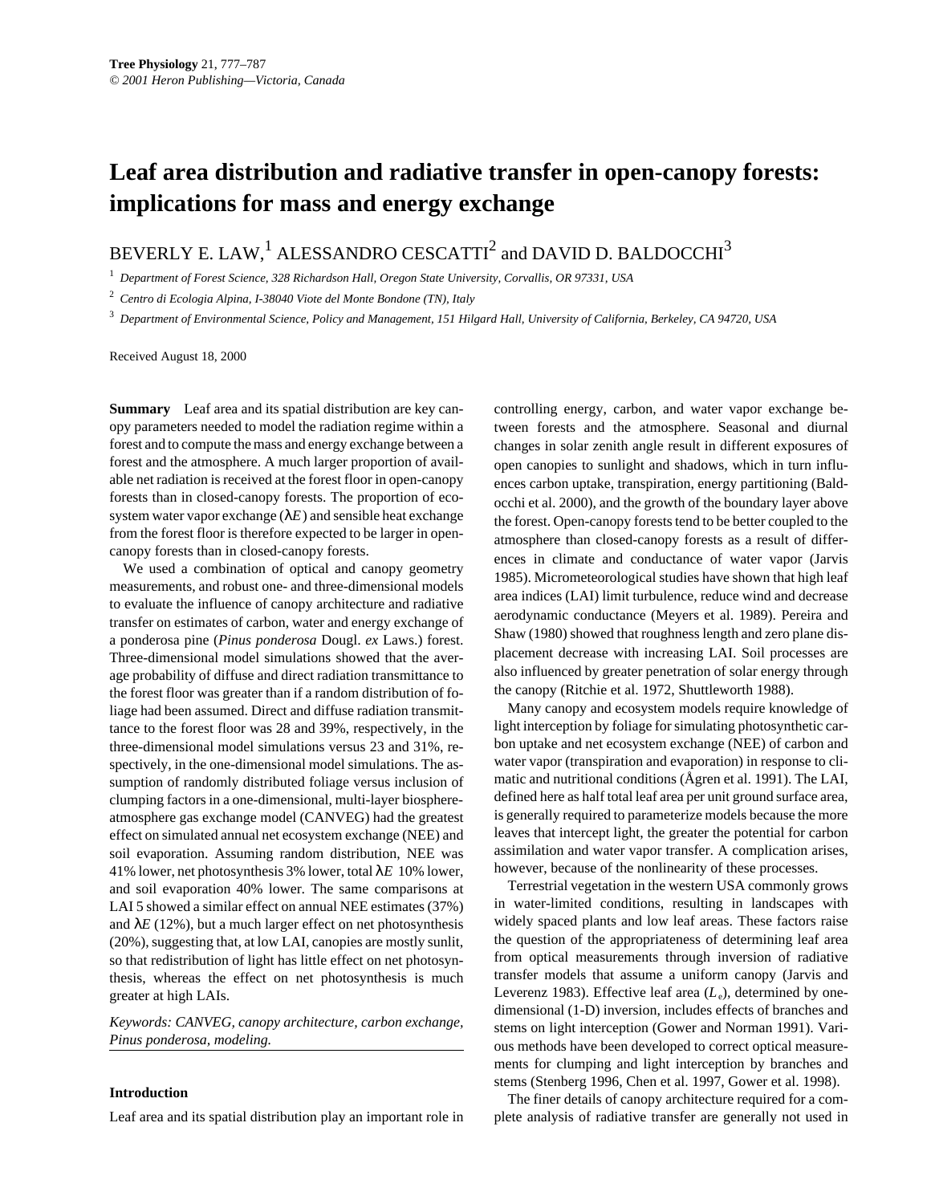# Leaf area distribution and radiative transfer in open-canopy forests: implications for mass and energy exchange

BEVERLY E. LAW,[1] ALESSANDRO CESCATTI[2] and DAVID D. BALDOCCHI[3]

[1] *Department of Forest Science, 328 Richardson Hall, Oregon State University, Corvallis, OR 97331, USA*

[2] *Centro di Ecologia Alpina, I-38040 Viote del Monte Bondone (TN), Italy*

[3] *Department of Environmental Science, Policy and Management, 151 Hilgard Hall, University of California, Berkeley, CA 94720, USA*

Received August 18, 2000

**Summary** Leaf area and its spatial distribution are key canopy parameters needed to model the radiation regime within a forest and to compute the mass and energy exchange between a forest and the atmosphere. A much larger proportion of available net radiation is received at the forest floor in open-canopy forests than in closed-canopy forests. The proportion of ecosystem water vapor exchange ($\lambda E$) and sensible heat exchange from the forest floor is therefore expected to be larger in open-canopy forests than in closed-canopy forests.

We used a combination of optical and canopy geometry measurements, and robust one- and three-dimensional models to evaluate the influence of canopy architecture and radiative transfer on estimates of carbon, water and energy exchange of a ponderosa pine (*Pinus ponderosa* Dougl. *ex* Laws.) forest. Three-dimensional model simulations showed that the average probability of diffuse and direct radiation transmittance to the forest floor was greater than if a random distribution of foliage had been assumed. Direct and diffuse radiation transmittance to the forest floor was 28 and 39%, respectively, in the three-dimensional model simulations versus 23 and 31%, respectively, in the one-dimensional model simulations. The assumption of randomly distributed foliage versus inclusion of clumping factors in a one-dimensional, multi-layer biosphere-atmosphere gas exchange model (CANVEG) had the greatest effect on simulated annual net ecosystem exchange (NEE) and soil evaporation. Assuming random distribution, NEE was 41% lower, net photosynthesis 3% lower, total $\lambda E$ 10% lower, and soil evaporation 40% lower. The same comparisons at LAI 5 showed a similar effect on annual NEE estimates (37%) and $\lambda E$ (12%), but a much larger effect on net photosynthesis (20%), suggesting that, at low LAI, canopies are mostly sunlit, so that redistribution of light has little effect on net photosynthesis, whereas the effect on net photosynthesis is much greater at high LAIs.

*Keywords: CANVEG, canopy architecture, carbon exchange, Pinus ponderosa, modeling.*

## Introduction

Leaf area and its spatial distribution play an important role in controlling energy, carbon, and water vapor exchange between forests and the atmosphere. Seasonal and diurnal changes in solar zenith angle result in different exposures of open canopies to sunlight and shadows, which in turn influences carbon uptake, transpiration, energy partitioning (Baldocchi et al. 2000), and the growth of the boundary layer above the forest. Open-canopy forests tend to be better coupled to the atmosphere than closed-canopy forests as a result of differences in climate and conductance of water vapor (Jarvis 1985). Micrometeorological studies have shown that high leaf area indices (LAI) limit turbulence, reduce wind and decrease aerodynamic conductance (Meyers et al. 1989). Pereira and Shaw (1980) showed that roughness length and zero plane displacement decrease with increasing LAI. Soil processes are also influenced by greater penetration of solar energy through the canopy (Ritchie et al. 1972, Shuttleworth 1988).

Many canopy and ecosystem models require knowledge of light interception by foliage for simulating photosynthetic carbon uptake and net ecosystem exchange (NEE) of carbon and water vapor (transpiration and evaporation) in response to climatic and nutritional conditions (Ågren et al. 1991). The LAI, defined here as half total leaf area per unit ground surface area, is generally required to parameterize models because the more leaves that intercept light, the greater the potential for carbon assimilation and water vapor transfer. A complication arises, however, because of the nonlinearity of these processes.

Terrestrial vegetation in the western USA commonly grows in water-limited conditions, resulting in landscapes with widely spaced plants and low leaf areas. These factors raise the question of the appropriateness of determining leaf area from optical measurements through inversion of radiative transfer models that assume a uniform canopy (Jarvis and Leverenz 1983). Effective leaf area ($L_e$), determined by one-dimensional (1-D) inversion, includes effects of branches and stems on light interception (Gower and Norman 1991). Various methods have been developed to correct optical measurements for clumping and light interception by branches and stems (Stenberg 1996, Chen et al. 1997, Gower et al. 1998).

The finer details of canopy architecture required for a complete analysis of radiative transfer are generally not used in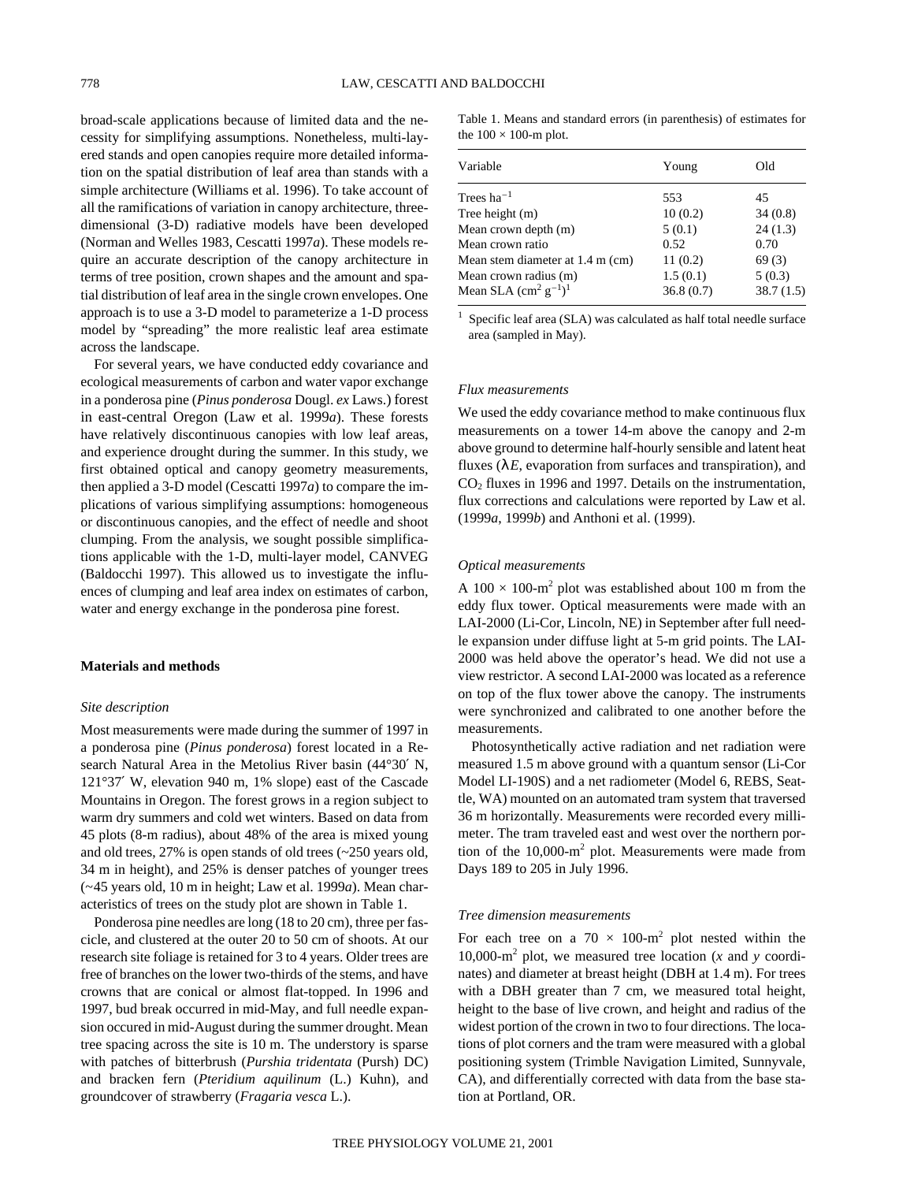broad-scale applications because of limited data and the necessity for simplifying assumptions. Nonetheless, multi-layered stands and open canopies require more detailed information on the spatial distribution of leaf area than stands with a simple architecture (Williams et al. 1996). To take account of all the ramifications of variation in canopy architecture, three-dimensional (3-D) radiative models have been developed (Norman and Welles 1983, Cescatti 1997*a*). These models require an accurate description of the canopy architecture in terms of tree position, crown shapes and the amount and spatial distribution of leaf area in the single crown envelopes. One approach is to use a 3-D model to parameterize a 1-D process model by "spreading" the more realistic leaf area estimate across the landscape.

For several years, we have conducted eddy covariance and ecological measurements of carbon and water vapor exchange in a ponderosa pine (*Pinus ponderosa* Dougl. *ex* Laws.) forest in east-central Oregon (Law et al. 1999*a*). These forests have relatively discontinuous canopies with low leaf areas, and experience drought during the summer. In this study, we first obtained optical and canopy geometry measurements, then applied a 3-D model (Cescatti 1997*a*) to compare the implications of various simplifying assumptions: homogeneous or discontinuous canopies, and the effect of needle and shoot clumping. From the analysis, we sought possible simplifications applicable with the 1-D, multi-layer model, CANVEG (Baldocchi 1997). This allowed us to investigate the influences of clumping and leaf area index on estimates of carbon, water and energy exchange in the ponderosa pine forest.

## Materials and methods

### Site description

Most measurements were made during the summer of 1997 in a ponderosa pine (*Pinus ponderosa*) forest located in a Research Natural Area in the Metolius River basin (44°30′ N, 121°37′ W, elevation 940 m, 1% slope) east of the Cascade Mountains in Oregon. The forest grows in a region subject to warm dry summers and cold wet winters. Based on data from 45 plots (8-m radius), about 48% of the area is mixed young and old trees, 27% is open stands of old trees (~250 years old, 34 m in height), and 25% is denser patches of younger trees (~45 years old, 10 m in height; Law et al. 1999*a*). Mean characteristics of trees on the study plot are shown in Table 1.

Ponderosa pine needles are long (18 to 20 cm), three per fascicle, and clustered at the outer 20 to 50 cm of shoots. At our research site foliage is retained for 3 to 4 years. Older trees are free of branches on the lower two-thirds of the stems, and have crowns that are conical or almost flat-topped. In 1996 and 1997, bud break occurred in mid-May, and full needle expansion occured in mid-August during the summer drought. Mean tree spacing across the site is 10 m. The understory is sparse with patches of bitterbrush (*Purshia tridentata* (Pursh) DC) and bracken fern (*Pteridium aquilinum* (L.) Kuhn), and groundcover of strawberry (*Fragaria vesca* L.).

Table 1. Means and standard errors (in parenthesis) of estimates for the $100 \times 100$-m plot.

| Variable | Young | Old |
|---|---|---|
| Trees $ha^{-1}$ | 553 | 45 |
| Tree height (m) | 10 (0.2) | 34 (0.8) |
| Mean crown depth (m) | 5 (0.1) | 24 (1.3) |
| Mean crown ratio | 0.52 | 0.70 |
| Mean stem diameter at 1.4 m (cm) | 11 (0.2) | 69 (3) |
| Mean crown radius (m) | 1.5 (0.1) | 5 (0.3) |
| Mean SLA ($cm^2\ g^{-1}$)[1] | 36.8 (0.7) | 38.7 (1.5) |

[1] Specific leaf area (SLA) was calculated as half total needle surface area (sampled in May).

### Flux measurements

We used the eddy covariance method to make continuous flux measurements on a tower 14-m above the canopy and 2-m above ground to determine half-hourly sensible and latent heat fluxes ($\lambda E$, evaporation from surfaces and transpiration), and $CO_2$ fluxes in 1996 and 1997. Details on the instrumentation, flux corrections and calculations were reported by Law et al. (1999*a*, 1999*b*) and Anthoni et al. (1999).

### Optical measurements

A $100 \times 100$-$m^2$ plot was established about 100 m from the eddy flux tower. Optical measurements were made with an LAI-2000 (Li-Cor, Lincoln, NE) in September after full needle expansion under diffuse light at 5-m grid points. The LAI-2000 was held above the operator's head. We did not use a view restrictor. A second LAI-2000 was located as a reference on top of the flux tower above the canopy. The instruments were synchronized and calibrated to one another before the measurements.

Photosynthetically active radiation and net radiation were measured 1.5 m above ground with a quantum sensor (Li-Cor Model LI-190S) and a net radiometer (Model 6, REBS, Seattle, WA) mounted on an automated tram system that traversed 36 m horizontally. Measurements were recorded every millimeter. The tram traveled east and west over the northern portion of the 10,000-$m^2$ plot. Measurements were made from Days 189 to 205 in July 1996.

### Tree dimension measurements

For each tree on a $70 \times 100$-$m^2$ plot nested within the 10,000-$m^2$ plot, we measured tree location ($x$ and $y$ coordinates) and diameter at breast height (DBH at 1.4 m). For trees with a DBH greater than 7 cm, we measured total height, height to the base of live crown, and height and radius of the widest portion of the crown in two to four directions. The locations of plot corners and the tram were measured with a global positioning system (Trimble Navigation Limited, Sunnyvale, CA), and differentially corrected with data from the base station at Portland, OR.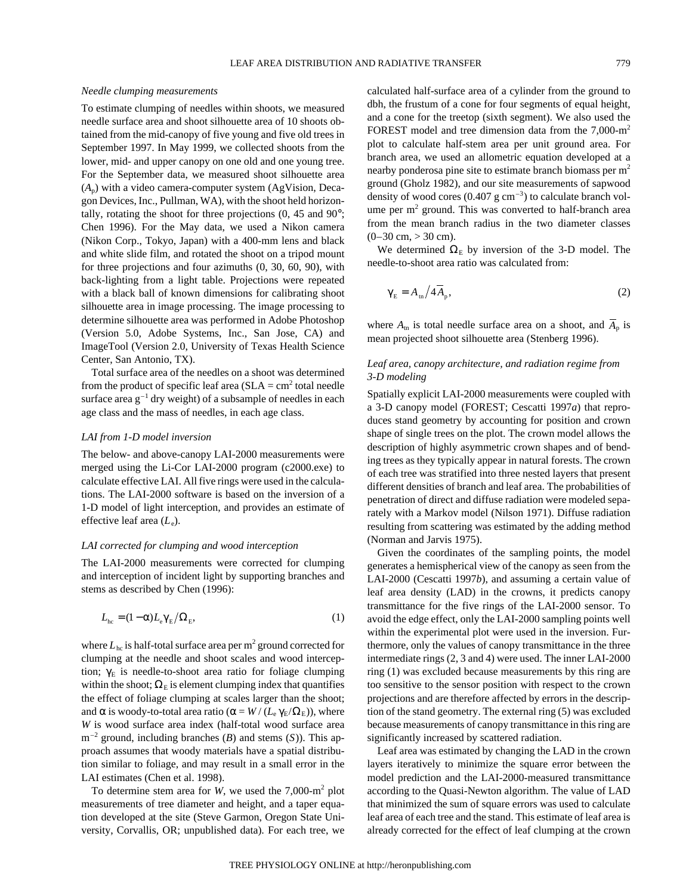### *Needle clumping measurements*

To estimate clumping of needles within shoots, we measured needle surface area and shoot silhouette area of 10 shoots obtained from the mid-canopy of five young and five old trees in September 1997. In May 1999, we collected shoots from the lower, mid- and upper canopy on one old and one young tree. For the September data, we measured shoot silhouette area ($A_p$) with a video camera-computer system (AgVision, Decagon Devices, Inc., Pullman, WA), with the shoot held horizontally, rotating the shoot for three projections (0, 45 and 90°; Chen 1996). For the May data, we used a Nikon camera (Nikon Corp., Tokyo, Japan) with a 400-mm lens and black and white slide film, and rotated the shoot on a tripod mount for three projections and four azimuths (0, 30, 60, 90), with back-lighting from a light table. Projections were repeated with a black ball of known dimensions for calibrating shoot silhouette area in image processing. The image processing to determine silhouette area was performed in Adobe Photoshop (Version 5.0, Adobe Systems, Inc., San Jose, CA) and ImageTool (Version 2.0, University of Texas Health Science Center, San Antonio, TX).

Total surface area of the needles on a shoot was determined from the product of specific leaf area (SLA = $cm^2$ total needle surface area $g^{-1}$ dry weight) of a subsample of needles in each age class and the mass of needles, in each age class.

### *LAI from 1-D model inversion*

The below- and above-canopy LAI-2000 measurements were merged using the Li-Cor LAI-2000 program (c2000.exe) to calculate effective LAI. All five rings were used in the calculations. The LAI-2000 software is based on the inversion of a 1-D model of light interception, and provides an estimate of effective leaf area ($L_e$).

### *LAI corrected for clumping and wood interception*

The LAI-2000 measurements were corrected for clumping and interception of incident light by supporting branches and stems as described by Chen (1996):

$$L_{hc} = (1 - \alpha) L_e \gamma_E / \Omega_E, \tag{1}$$

where $L_{hc}$ is half-total surface area per $m^2$ ground corrected for clumping at the needle and shoot scales and wood interception; $\gamma_E$ is needle-to-shoot area ratio for foliage clumping within the shoot; $\Omega_E$ is element clumping index that quantifies the effect of foliage clumping at scales larger than the shoot; and $\alpha$ is woody-to-total area ratio ($\alpha = W / (L_e \gamma_E / \Omega_E)$), where $W$ is wood surface area index (half-total wood surface area $m^{-2}$ ground, including branches ($B$) and stems ($S$)). This approach assumes that woody materials have a spatial distribution similar to foliage, and may result in a small error in the LAI estimates (Chen et al. 1998).

To determine stem area for $W$, we used the 7,000-$m^2$ plot measurements of tree diameter and height, and a taper equation developed at the site (Steve Garmon, Oregon State University, Corvallis, OR; unpublished data). For each tree, we calculated half-surface area of a cylinder from the ground to dbh, the frustum of a cone for four segments of equal height, and a cone for the treetop (sixth segment). We also used the FOREST model and tree dimension data from the 7,000-$m^2$ plot to calculate half-stem area per unit ground area. For branch area, we used an allometric equation developed at a nearby ponderosa pine site to estimate branch biomass per $m^2$ ground (Gholz 1982), and our site measurements of sapwood density of wood cores (0.407 g $cm^{-3}$) to calculate branch volume per $m^2$ ground. This was converted to half-branch area from the mean branch radius in the two diameter classes (0–30 cm, > 30 cm).

We determined $\Omega_E$ by inversion of the 3-D model. The needle-to-shoot area ratio was calculated from:

$$\gamma_E = A_{tn} / 4\overline{A}_p, \tag{2}$$

where $A_{tn}$ is total needle surface area on a shoot, and $\overline{A}_p$ is mean projected shoot silhouette area (Stenberg 1996).

### *Leaf area, canopy architecture, and radiation regime from 3-D modeling*

Spatially explicit LAI-2000 measurements were coupled with a 3-D canopy model (FOREST; Cescatti 1997*a*) that reproduces stand geometry by accounting for position and crown shape of single trees on the plot. The crown model allows the description of highly asymmetric crown shapes and of bending trees as they typically appear in natural forests. The crown of each tree was stratified into three nested layers that present different densities of branch and leaf area. The probabilities of penetration of direct and diffuse radiation were modeled separately with a Markov model (Nilson 1971). Diffuse radiation resulting from scattering was estimated by the adding method (Norman and Jarvis 1975).

Given the coordinates of the sampling points, the model generates a hemispherical view of the canopy as seen from the LAI-2000 (Cescatti 1997*b*), and assuming a certain value of leaf area density (LAD) in the crowns, it predicts canopy transmittance for the five rings of the LAI-2000 sensor. To avoid the edge effect, only the LAI-2000 sampling points well within the experimental plot were used in the inversion. Furthermore, only the values of canopy transmittance in the three intermediate rings (2, 3 and 4) were used. The inner LAI-2000 ring (1) was excluded because measurements by this ring are too sensitive to the sensor position with respect to the crown projections and are therefore affected by errors in the description of the stand geometry. The external ring (5) was excluded because measurements of canopy transmittance in this ring are significantly increased by scattered radiation.

Leaf area was estimated by changing the LAD in the crown layers iteratively to minimize the square error between the model prediction and the LAI-2000-measured transmittance according to the Quasi-Newton algorithm. The value of LAD that minimized the sum of square errors was used to calculate leaf area of each tree and the stand. This estimate of leaf area is already corrected for the effect of leaf clumping at the crown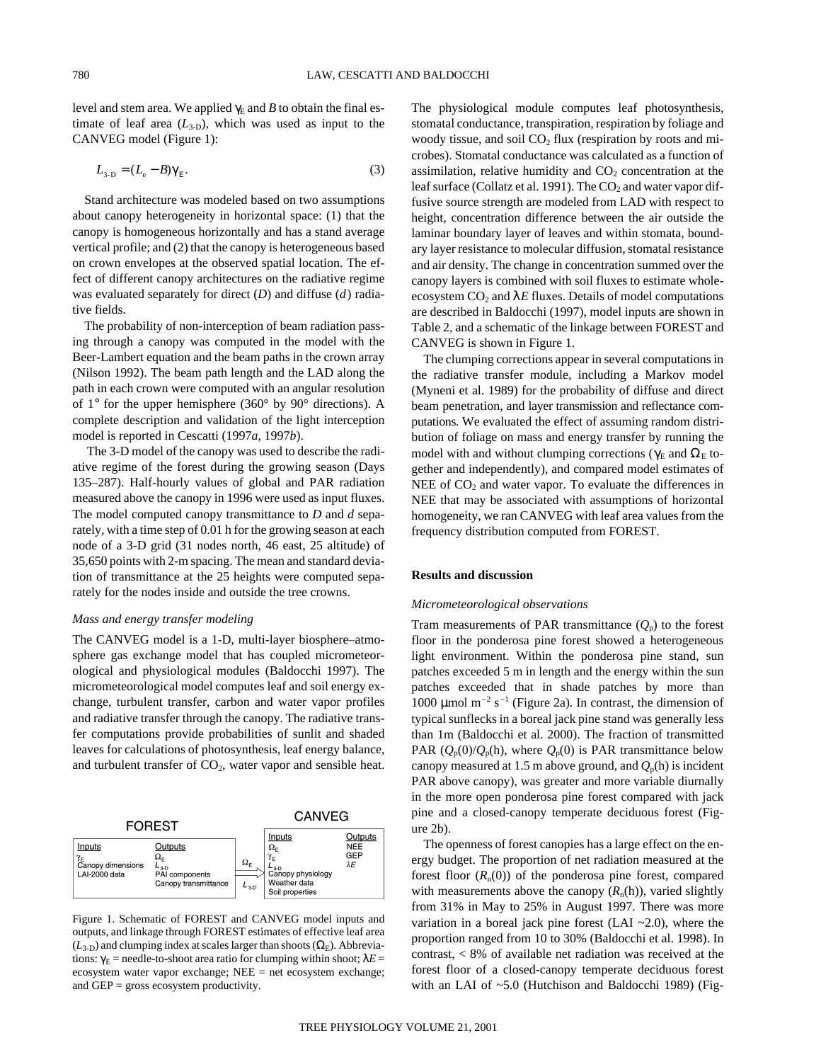level and stem area. We applied $\gamma_E$ and $B$ to obtain the final estimate of leaf area ($L_{3\text{-D}}$), which was used as input to the CANVEG model (Figure 1):

$$L_{3\text{-D}} = (L_e - B)\gamma_E. \tag{3}$$

Stand architecture was modeled based on two assumptions about canopy heterogeneity in horizontal space: (1) that the canopy is homogeneous horizontally and has a stand average vertical profile; and (2) that the canopy is heterogeneous based on crown envelopes at the observed spatial location. The effect of different canopy architectures on the radiative regime was evaluated separately for direct ($D$) and diffuse ($d$) radiative fields.

The probability of non-interception of beam radiation passing through a canopy was computed in the model with the Beer-Lambert equation and the beam paths in the crown array (Nilson 1992). The beam path length and the LAD along the path in each crown were computed with an angular resolution of 1° for the upper hemisphere (360° by 90° directions). A complete description and validation of the light interception model is reported in Cescatti (1997*a*, 1997*b*).

The 3-D model of the canopy was used to describe the radiative regime of the forest during the growing season (Days 135–287). Half-hourly values of global and PAR radiation measured above the canopy in 1996 were used as input fluxes. The model computed canopy transmittance to $D$ and $d$ separately, with a time step of 0.01 h for the growing season at each node of a 3-D grid (31 nodes north, 46 east, 25 altitude) of 35,650 points with 2-m spacing. The mean and standard deviation of transmittance at the 25 heights were computed separately for the nodes inside and outside the tree crowns.

### *Mass and energy transfer modeling*

The CANVEG model is a 1-D, multi-layer biosphere–atmosphere gas exchange model that has coupled micrometeorological and physiological modules (Baldocchi 1997). The micrometeorological model computes leaf and soil energy exchange, turbulent transfer, carbon and water vapor profiles and radiative transfer through the canopy. The radiative transfer computations provide probabilities of sunlit and shaded leaves for calculations of photosynthesis, leaf energy balance, and turbulent transfer of $CO_2$, water vapor and sensible heat.

Figure 1. Schematic of FOREST and CANVEG model inputs and outputs, and linkage through FOREST estimates of effective leaf area ($L_{3\text{-D}}$) and clumping index at scales larger than shoots ($\Omega_E$). Abbreviations: $\gamma_E$ = needle-to-shoot area ratio for clumping within shoot; $\lambda E$ = ecosystem water vapor exchange; NEE = net ecosystem exchange; and GEP = gross ecosystem productivity.

The physiological module computes leaf photosynthesis, stomatal conductance, transpiration, respiration by foliage and woody tissue, and soil $CO_2$ flux (respiration by roots and microbes). Stomatal conductance was calculated as a function of assimilation, relative humidity and $CO_2$ concentration at the leaf surface (Collatz et al. 1991). The $CO_2$ and water vapor diffusive source strength are modeled from LAD with respect to height, concentration difference between the air outside the laminar boundary layer of leaves and within stomata, boundary layer resistance to molecular diffusion, stomatal resistance and air density. The change in concentration summed over the canopy layers is combined with soil fluxes to estimate whole-ecosystem $CO_2$ and $\lambda E$ fluxes. Details of model computations are described in Baldocchi (1997), model inputs are shown in Table 2, and a schematic of the linkage between FOREST and CANVEG is shown in Figure 1.

The clumping corrections appear in several computations in the radiative transfer module, including a Markov model (Myneni et al. 1989) for the probability of diffuse and direct beam penetration, and layer transmission and reflectance computations. We evaluated the effect of assuming random distribution of foliage on mass and energy transfer by running the model with and without clumping corrections ($\gamma_E$ and $\Omega_E$ together and independently), and compared model estimates of NEE of $CO_2$ and water vapor. To evaluate the differences in NEE that may be associated with assumptions of horizontal homogeneity, we ran CANVEG with leaf area values from the frequency distribution computed from FOREST.

## Results and discussion

### *Micrometeorological observations*

Tram measurements of PAR transmittance ($Q_p$) to the forest floor in the ponderosa pine forest showed a heterogeneous light environment. Within the ponderosa pine stand, sun patches exceeded 5 m in length and the energy within the sun patches exceeded that in shade patches by more than 1000 $\mu$mol m$^{-2}$ s$^{-1}$ (Figure 2a). In contrast, the dimension of typical sunflecks in a boreal jack pine stand was generally less than 1m (Baldocchi et al. 2000). The fraction of transmitted PAR ($Q_p(0)/Q_p(h)$, where $Q_p(0)$ is PAR transmittance below canopy measured at 1.5 m above ground, and $Q_p(h)$ is incident PAR above canopy), was greater and more variable diurnally in the more open ponderosa pine forest compared with jack pine and a closed-canopy temperate deciduous forest (Figure 2b).

The openness of forest canopies has a large effect on the energy budget. The proportion of net radiation measured at the forest floor ($R_n(0)$) of the ponderosa pine forest, compared with measurements above the canopy ($R_n(h)$), varied slightly from 31% in May to 25% in August 1997. There was more variation in a boreal jack pine forest (LAI ~2.0), where the proportion ranged from 10 to 30% (Baldocchi et al. 1998). In contrast, < 8% of available net radiation was received at the forest floor of a closed-canopy temperate deciduous forest with an LAI of ~5.0 (Hutchison and Baldocchi 1989) (Fig-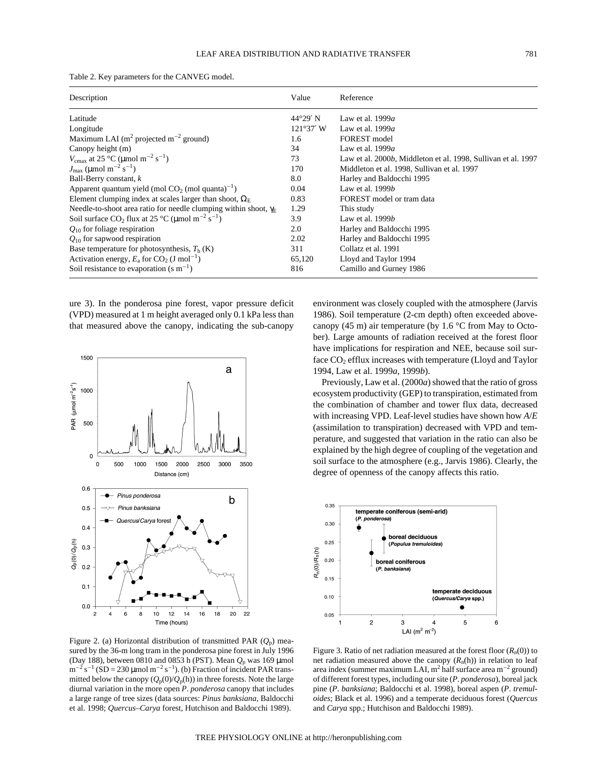Table 2. Key parameters for the CANVEG model.

| Description | Value | Reference |
|---|---|---|
| Latitude | 44°29′ N | Law et al. 1999*a* |
| Longitude | 121°37′ W | Law et al. 1999*a* |
| Maximum LAI ($m^2$ projected $m^{-2}$ ground) | 1.6 | FOREST model |
| Canopy height (m) | 34 | Law et al. 1999*a* |
| $V_{cmax}$ at 25 °C (μmol $m^{-2}$ $s^{-1}$) | 73 | Law et al. 2000*b*, Middleton et al. 1998, Sullivan et al. 1997 |
| $J_{max}$ (μmol $m^{-2}$ $s^{-1}$) | 170 | Middleton et al. 1998, Sullivan et al. 1997 |
| Ball-Berry constant, *k* | 8.0 | Harley and Baldocchi 1995 |
| Apparent quantum yield (mol $CO_2$ (mol quanta)$^{-1}$) | 0.04 | Law et al. 1999*b* |
| Element clumping index at scales larger than shoot, $\Omega_E$ | 0.83 | FOREST model or tram data |
| Needle-to-shoot area ratio for needle clumping within shoot, $\gamma_E$ | 1.29 | This study |
| Soil surface $CO_2$ flux at 25 °C (μmol $m^{-2}$ $s^{-1}$) | 3.9 | Law et al. 1999*b* |
| $Q_{10}$ for foliage respiration | 2.0 | Harley and Baldocchi 1995 |
| $Q_{10}$ for sapwood respiration | 2.02 | Harley and Baldocchi 1995 |
| Base temperature for photosynthesis, $T_b$ (K) | 311 | Collatz et al. 1991 |
| Activation energy, $E_a$ for $CO_2$ (J $mol^{-1}$) | 65,120 | Lloyd and Taylor 1994 |
| Soil resistance to evaporation (s $m^{-1}$) | 816 | Camillo and Gurney 1986 |

ure 3). In the ponderosa pine forest, vapor pressure deficit (VPD) measured at 1 m height averaged only 0.1 kPa less than that measured above the canopy, indicating the sub-canopy environment was closely coupled with the atmosphere (Jarvis 1986). Soil temperature (2-cm depth) often exceeded above-canopy (45 m) air temperature (by 1.6 °C from May to October). Large amounts of radiation received at the forest floor have implications for respiration and NEE, because soil surface $CO_2$ efflux increases with temperature (Lloyd and Taylor 1994, Law et al. 1999*a*, 1999*b*).

Previously, Law et al. (2000*a*) showed that the ratio of gross ecosystem productivity (GEP) to transpiration, estimated from the combination of chamber and tower flux data, decreased with increasing VPD. Leaf-level studies have shown how *A*/*E* (assimilation to transpiration) decreased with VPD and temperature, and suggested that variation in the ratio can also be explained by the high degree of coupling of the vegetation and soil surface to the atmosphere (e.g., Jarvis 1986). Clearly, the degree of openness of the canopy affects this ratio.

Figure 2. (a) Horizontal distribution of transmitted PAR ($Q_p$) measured by the 36-m long tram in the ponderosa pine forest in July 1996 (Day 188), between 0810 and 0853 h (PST). Mean $Q_p$ was 169 μmol $m^{-2}$ $s^{-1}$ (SD = 230 μmol $m^{-2}$ $s^{-1}$). (b) Fraction of incident PAR transmitted below the canopy ($Q_p(0)/Q_p(h)$) in three forests. Note the large diurnal variation in the more open *P. ponderosa* canopy that includes a large range of tree sizes (data sources: *Pinus banksiana*, Baldocchi et al. 1998; *Quercus*–*Carya* forest, Hutchison and Baldocchi 1989).

Figure 3. Ratio of net radiation measured at the forest floor ($R_n(0)$) to net radiation measured above the canopy ($R_n(h)$) in relation to leaf area index (summer maximum LAI, $m^2$ half surface area $m^{-2}$ ground) of different forest types, including our site (*P. ponderosa*), boreal jack pine (*P. banksiana*; Baldocchi et al. 1998), boreal aspen (*P. tremuloides*; Black et al. 1996) and a temperate deciduous forest (*Quercus* and *Carya* spp.; Hutchison and Baldocchi 1989).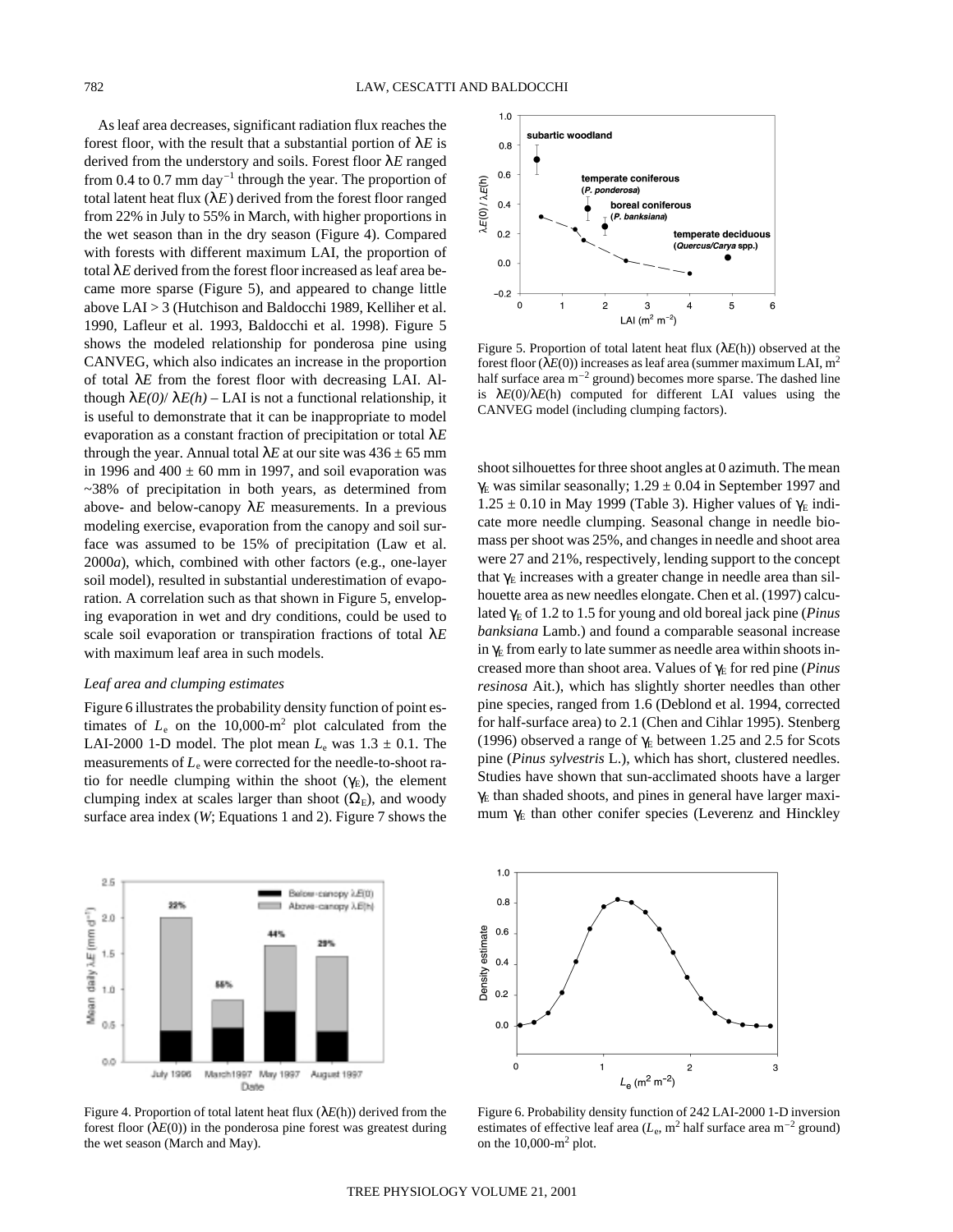As leaf area decreases, significant radiation flux reaches the forest floor, with the result that a substantial portion of $\lambda E$ is derived from the understory and soils. Forest floor $\lambda E$ ranged from 0.4 to 0.7 mm day$^{-1}$ through the year. The proportion of total latent heat flux ($\lambda E$) derived from the forest floor ranged from 22% in July to 55% in March, with higher proportions in the wet season than in the dry season (Figure 4). Compared with forests with different maximum LAI, the proportion of total $\lambda E$ derived from the forest floor increased as leaf area became more sparse (Figure 5), and appeared to change little above LAI > 3 (Hutchison and Baldocchi 1989, Kelliher et al. 1990, Lafleur et al. 1993, Baldocchi et al. 1998). Figure 5 shows the modeled relationship for ponderosa pine using CANVEG, which also indicates an increase in the proportion of total $\lambda E$ from the forest floor with decreasing LAI. Although $\lambda E(0)/\lambda E(h)$ – LAI is not a functional relationship, it is useful to demonstrate that it can be inappropriate to model evaporation as a constant fraction of precipitation or total $\lambda E$ through the year. Annual total $\lambda E$ at our site was 436 ± 65 mm in 1996 and 400 ± 60 mm in 1997, and soil evaporation was ~38% of precipitation in both years, as determined from above- and below-canopy $\lambda E$ measurements. In a previous modeling exercise, evaporation from the canopy and soil surface was assumed to be 15% of precipitation (Law et al. 2000*a*), which, combined with other factors (e.g., one-layer soil model), resulted in substantial underestimation of evaporation. A correlation such as that shown in Figure 5, enveloping evaporation in wet and dry conditions, could be used to scale soil evaporation or transpiration fractions of total $\lambda E$ with maximum leaf area in such models.

### *Leaf area and clumping estimates*

Figure 6 illustrates the probability density function of point estimates of $L_e$ on the 10,000-m$^2$ plot calculated from the LAI-2000 1-D model. The plot mean $L_e$ was 1.3 ± 0.1. The measurements of $L_e$ were corrected for the needle-to-shoot ratio for needle clumping within the shoot ($\gamma_E$), the element clumping index at scales larger than shoot ($\Omega_E$), and woody surface area index ($W$; Equations 1 and 2). Figure 7 shows the shoot silhouettes for three shoot angles at 0 azimuth. The mean $\gamma_E$ was similar seasonally; 1.29 ± 0.04 in September 1997 and 1.25 ± 0.10 in May 1999 (Table 3). Higher values of $\gamma_E$ indicate more needle clumping. Seasonal change in needle biomass per shoot was 25%, and changes in needle and shoot area were 27 and 21%, respectively, lending support to the concept that $\gamma_E$ increases with a greater change in needle area than silhouette area as new needles elongate. Chen et al. (1997) calculated $\gamma_E$ of 1.2 to 1.5 for young and old boreal jack pine (*Pinus banksiana* Lamb.) and found a comparable seasonal increase in $\gamma_E$ from early to late summer as needle area within shoots increased more than shoot area. Values of $\gamma_E$ for red pine (*Pinus resinosa* Ait.), which has slightly shorter needles than other pine species, ranged from 1.6 (Deblond et al. 1994, corrected for half-surface area) to 2.1 (Chen and Cihlar 1995). Stenberg (1996) observed a range of $\gamma_E$ between 1.25 and 2.5 for Scots pine (*Pinus sylvestris* L.), which has short, clustered needles. Studies have shown that sun-acclimated shoots have a larger $\gamma_E$ than shaded shoots, and pines in general have larger maximum $\gamma_E$ than other conifer species (Leverenz and Hinckley

Figure 5. Proportion of total latent heat flux ($\lambda E$(h)) observed at the forest floor ($\lambda E$(0)) increases as leaf area (summer maximum LAI, m$^2$ half surface area m$^{-2}$ ground) becomes more sparse. The dashed line is $\lambda E(0)/\lambda E$(h) computed for different LAI values using the CANVEG model (including clumping factors).

Figure 4. Proportion of total latent heat flux ($\lambda E$(h)) derived from the forest floor ($\lambda E$(0)) in the ponderosa pine forest was greatest during the wet season (March and May).

Figure 6. Probability density function of 242 LAI-2000 1-D inversion estimates of effective leaf area ($L_e$, m$^2$ half surface area m$^{-2}$ ground) on the 10,000-m$^2$ plot.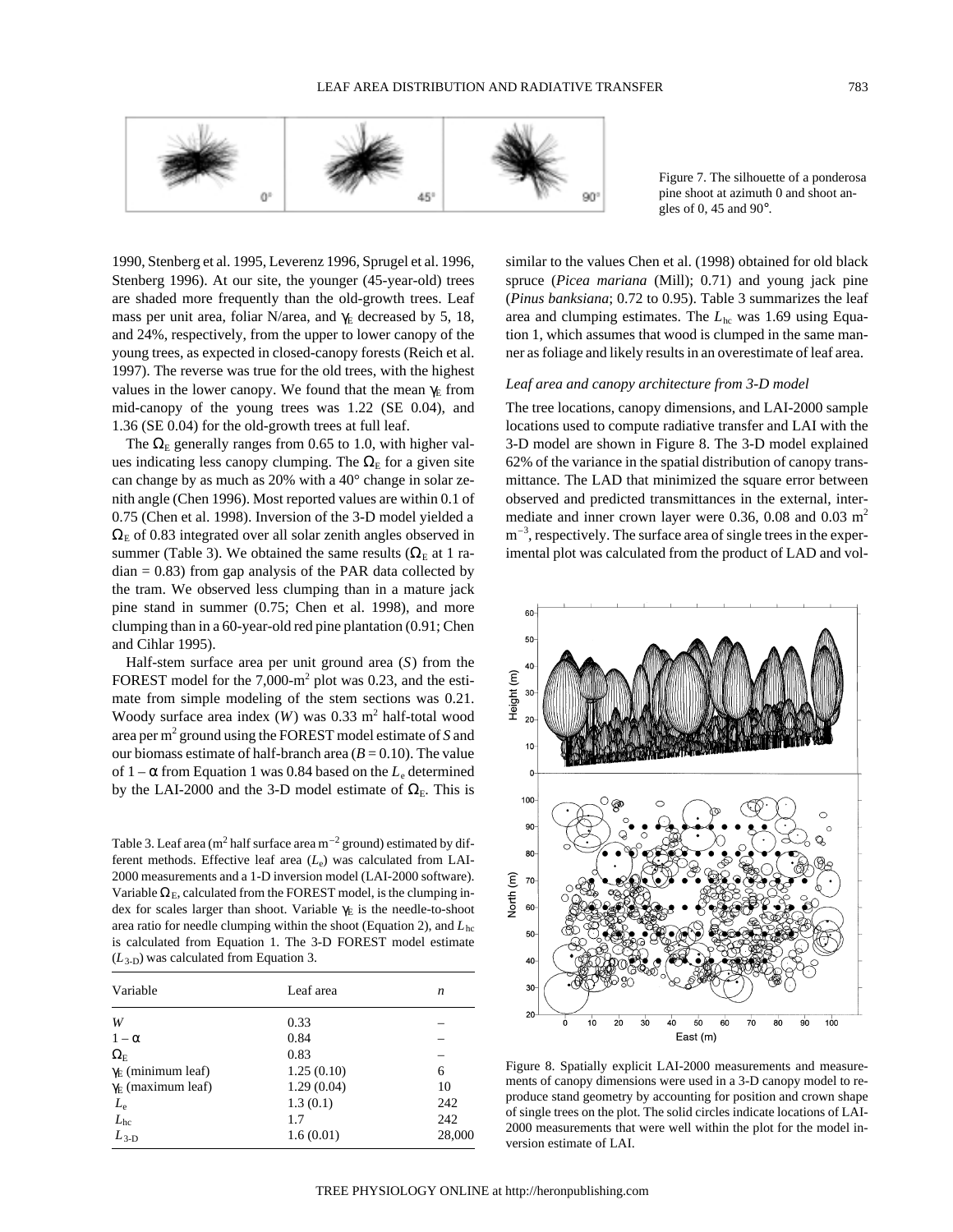Figure 7. The silhouette of a ponderosa pine shoot at azimuth 0 and shoot angles of 0, 45 and 90°.

1990, Stenberg et al. 1995, Leverenz 1996, Sprugel et al. 1996, Stenberg 1996). At our site, the younger (45-year-old) trees are shaded more frequently than the old-growth trees. Leaf mass per unit area, foliar N/area, and $\gamma_E$ decreased by 5, 18, and 24%, respectively, from the upper to lower canopy of the young trees, as expected in closed-canopy forests (Reich et al. 1997). The reverse was true for the old trees, with the highest values in the lower canopy. We found that the mean $\gamma_E$ from mid-canopy of the young trees was 1.22 (SE 0.04), and 1.36 (SE 0.04) for the old-growth trees at full leaf.

The $\Omega_E$ generally ranges from 0.65 to 1.0, with higher values indicating less canopy clumping. The $\Omega_E$ for a given site can change by as much as 20% with a 40° change in solar zenith angle (Chen 1996). Most reported values are within 0.1 of 0.75 (Chen et al. 1998). Inversion of the 3-D model yielded a $\Omega_E$ of 0.83 integrated over all solar zenith angles observed in summer (Table 3). We obtained the same results ($\Omega_E$ at 1 radian = 0.83) from gap analysis of the PAR data collected by the tram. We observed less clumping than in a mature jack pine stand in summer (0.75; Chen et al. 1998), and more clumping than in a 60-year-old red pine plantation (0.91; Chen and Cihlar 1995).

Half-stem surface area per unit ground area ($S$) from the FOREST model for the 7,000-m$^2$ plot was 0.23, and the estimate from simple modeling of the stem sections was 0.21. Woody surface area index ($W$) was 0.33 m$^2$ half-total wood area per m$^2$ ground using the FOREST model estimate of $S$ and our biomass estimate of half-branch area ($B$ = 0.10). The value of $1 - \alpha$ from Equation 1 was 0.84 based on the $L_e$ determined by the LAI-2000 and the 3-D model estimate of $\Omega_E$. This is similar to the values Chen et al. (1998) obtained for old black spruce (*Picea mariana* (Mill); 0.71) and young jack pine (*Pinus banksiana*; 0.72 to 0.95). Table 3 summarizes the leaf area and clumping estimates. The $L_{hc}$ was 1.69 using Equation 1, which assumes that wood is clumped in the same manner as foliage and likely results in an overestimate of leaf area.

Table 3. Leaf area (m$^2$ half surface area m$^{-2}$ ground) estimated by different methods. Effective leaf area ($L_e$) was calculated from LAI-2000 measurements and a 1-D inversion model (LAI-2000 software). Variable $\Omega_E$, calculated from the FOREST model, is the clumping index for scales larger than shoot. Variable $\gamma_E$ is the needle-to-shoot area ratio for needle clumping within the shoot (Equation 2), and $L_{hc}$ is calculated from Equation 1. The 3-D FOREST model estimate ($L_{3\text{-}D}$) was calculated from Equation 3.

| Variable | Leaf area | $n$ |
|---|---|---|
| $W$ | 0.33 | – |
| $1 - \alpha$ | 0.84 | – |
| $\Omega_E$ | 0.83 | – |
| $\gamma_E$ (minimum leaf) | 1.25 (0.10) | 6 |
| $\gamma_E$ (maximum leaf) | 1.29 (0.04) | 10 |
| $L_e$ | 1.3 (0.1) | 242 |
| $L_{hc}$ | 1.7 | 242 |
| $L_{3\text{-}D}$ | 1.6 (0.01) | 28,000 |

### *Leaf area and canopy architecture from 3-D model*

The tree locations, canopy dimensions, and LAI-2000 sample locations used to compute radiative transfer and LAI with the 3-D model are shown in Figure 8. The 3-D model explained 62% of the variance in the spatial distribution of canopy transmittance. The LAD that minimized the square error between observed and predicted transmittances in the external, intermediate and inner crown layer were 0.36, 0.08 and 0.03 m$^2$ m$^{-3}$, respectively. The surface area of single trees in the experimental plot was calculated from the product of LAD and vol-

Figure 8. Spatially explicit LAI-2000 measurements and measurements of canopy dimensions were used in a 3-D canopy model to reproduce stand geometry by accounting for position and crown shape of single trees on the plot. The solid circles indicate locations of LAI-2000 measurements that were well within the plot for the model inversion estimate of LAI.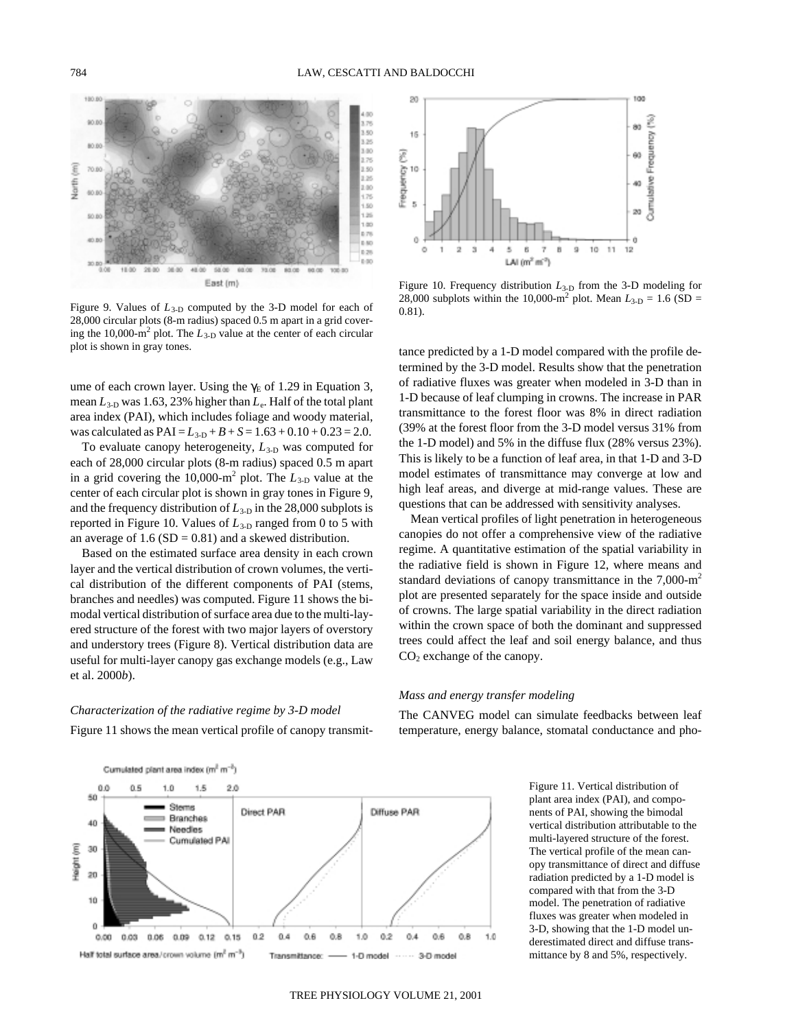Figure 9. Values of $L_{3\text{-D}}$ computed by the 3-D model for each of 28,000 circular plots (8-m radius) spaced 0.5 m apart in a grid covering the 10,000-m$^2$ plot. The $L_{3\text{-D}}$ value at the center of each circular plot is shown in gray tones.

Figure 10. Frequency distribution $L_{3\text{-D}}$ from the 3-D modeling for 28,000 subplots within the 10,000-m$^2$ plot. Mean $L_{3\text{-D}}$ = 1.6 (SD = 0.81).

ume of each crown layer. Using the $\gamma_E$ of 1.29 in Equation 3, mean $L_{3\text{-D}}$ was 1.63, 23% higher than $L_e$. Half of the total plant area index (PAI), which includes foliage and woody material, was calculated as PAI = $L_{3\text{-D}} + B + S = 1.63 + 0.10 + 0.23 = 2.0$.

To evaluate canopy heterogeneity, $L_{3\text{-D}}$ was computed for each of 28,000 circular plots (8-m radius) spaced 0.5 m apart in a grid covering the 10,000-m$^2$ plot. The $L_{3\text{-D}}$ value at the center of each circular plot is shown in gray tones in Figure 9, and the frequency distribution of $L_{3\text{-D}}$ in the 28,000 subplots is reported in Figure 10. Values of $L_{3\text{-D}}$ ranged from 0 to 5 with an average of 1.6 (SD = 0.81) and a skewed distribution.

Based on the estimated surface area density in each crown layer and the vertical distribution of crown volumes, the vertical distribution of the different components of PAI (stems, branches and needles) was computed. Figure 11 shows the bimodal vertical distribution of surface area due to the multi-layered structure of the forest with two major layers of overstory and understory trees (Figure 8). Vertical distribution data are useful for multi-layer canopy gas exchange models (e.g., Law et al. 2000*b*).

### *Characterization of the radiative regime by 3-D model*

Figure 11 shows the mean vertical profile of canopy transmittance predicted by a 1-D model compared with the profile determined by the 3-D model. Results show that the penetration of radiative fluxes was greater when modeled in 3-D than in 1-D because of leaf clumping in crowns. The increase in PAR transmittance to the forest floor was 8% in direct radiation (39% at the forest floor from the 3-D model versus 31% from the 1-D model) and 5% in the diffuse flux (28% versus 23%). This is likely to be a function of leaf area, in that 1-D and 3-D model estimates of transmittance may converge at low and high leaf areas, and diverge at mid-range values. These are questions that can be addressed with sensitivity analyses.

Mean vertical profiles of light penetration in heterogeneous canopies do not offer a comprehensive view of the radiative regime. A quantitative estimation of the spatial variability in the radiative field is shown in Figure 12, where means and standard deviations of canopy transmittance in the 7,000-m$^2$ plot are presented separately for the space inside and outside of crowns. The large spatial variability in the direct radiation within the crown space of both the dominant and suppressed trees could affect the leaf and soil energy balance, and thus $CO_2$ exchange of the canopy.

### *Mass and energy transfer modeling*

The CANVEG model can simulate feedbacks between leaf temperature, energy balance, stomatal conductance and pho-

Figure 11. Vertical distribution of plant area index (PAI), and components of PAI, showing the bimodal vertical distribution attributable to the multi-layered structure of the forest. The vertical profile of the mean canopy transmittance of direct and diffuse radiation predicted by a 1-D model is compared with that from the 3-D model. The penetration of radiative fluxes was greater when modeled in 3-D, showing that the 1-D model underestimated direct and diffuse transmittance by 8 and 5%, respectively.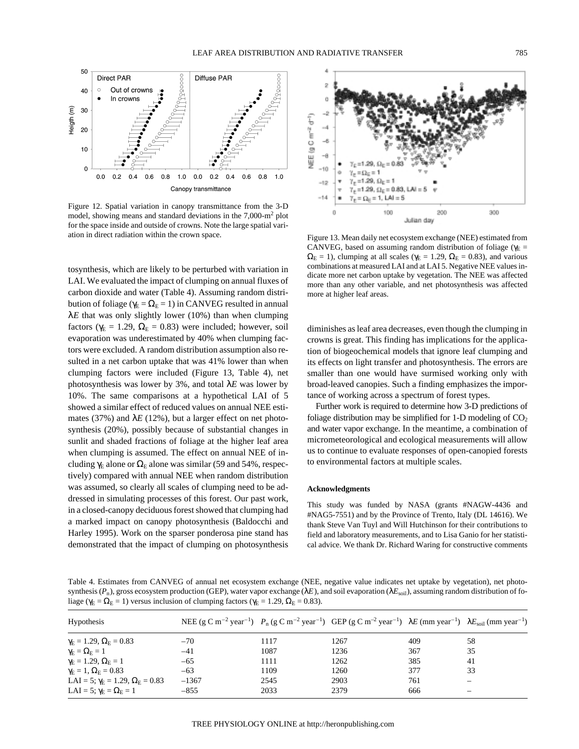Figure 12. Spatial variation in canopy transmittance from the 3-D model, showing means and standard deviations in the 7,000-$m^2$ plot for the space inside and outside of crowns. Note the large spatial variation in direct radiation within the crown space.

Figure 13. Mean daily net ecosystem exchange (NEE) estimated from CANVEG, based on assuming random distribution of foliage ($\gamma_E = \Omega_E = 1$), clumping at all scales ($\gamma_E = 1.29$, $\Omega_E = 0.83$), and various combinations at measured LAI and at LAI 5. Negative NEE values indicate more net carbon uptake by vegetation. The NEE was affected more than any other variable, and net photosynthesis was affected more at higher leaf areas.

tosynthesis, which are likely to be perturbed with variation in LAI. We evaluated the impact of clumping on annual fluxes of carbon dioxide and water (Table 4). Assuming random distribution of foliage ($\gamma_E = \Omega_E = 1$) in CANVEG resulted in annual $\lambda E$ that was only slightly lower (10%) than when clumping factors ($\gamma_E = 1.29$, $\Omega_E = 0.83$) were included; however, soil evaporation was underestimated by 40% when clumping factors were excluded. A random distribution assumption also resulted in a net carbon uptake that was 41% lower than when clumping factors were included (Figure 13, Table 4), net photosynthesis was lower by 3%, and total $\lambda E$ was lower by 10%. The same comparisons at a hypothetical LAI of 5 showed a similar effect of reduced values on annual NEE estimates (37%) and $\lambda E$ (12%), but a larger effect on net photosynthesis (20%), possibly because of substantial changes in sunlit and shaded fractions of foliage at the higher leaf area when clumping is assumed. The effect on annual NEE of including $\gamma_E$ alone or $\Omega_E$ alone was similar (59 and 54%, respectively) compared with annual NEE when random distribution was assumed, so clearly all scales of clumping need to be addressed in simulating processes of this forest. Our past work, in a closed-canopy deciduous forest showed that clumping had a marked impact on canopy photosynthesis (Baldocchi and Harley 1995). Work on the sparser ponderosa pine stand has demonstrated that the impact of clumping on photosynthesis diminishes as leaf area decreases, even though the clumping in crowns is great. This finding has implications for the application of biogeochemical models that ignore leaf clumping and its effects on light transfer and photosynthesis. The errors are smaller than one would have surmised working only with broad-leaved canopies. Such a finding emphasizes the importance of working across a spectrum of forest types.

Further work is required to determine how 3-D predictions of foliage distribution may be simplified for 1-D modeling of $CO_2$ and water vapor exchange. In the meantime, a combination of micrometeorological and ecological measurements will allow us to continue to evaluate responses of open-canopied forests to environmental factors at multiple scales.

#### Acknowledgments

This study was funded by NASA (grants #NAGW-4436 and #NAG5-7551) and by the Province of Trento, Italy (DL 14616). We thank Steve Van Tuyl and Will Hutchinson for their contributions to field and laboratory measurements, and to Lisa Ganio for her statistical advice. We thank Dr. Richard Waring for constructive comments

Table 4. Estimates from CANVEG of annual net ecosystem exchange (NEE, negative value indicates net uptake by vegetation), net photosynthesis ($P_n$), gross ecosystem production (GEP), water vapor exchange ($\lambda E$), and soil evaporation ($\lambda E_{soil}$), assuming random distribution of foliage ($\gamma_E = \Omega_E = 1$) versus inclusion of clumping factors ($\gamma_E = 1.29$, $\Omega_E = 0.83$).

| Hypothesis | NEE (g C $m^{-2}$ $year^{-1}$) | $P_n$ (g C $m^{-2}$ $year^{-1}$) | GEP (g C $m^{-2}$ $year^{-1}$) | $\lambda E$ (mm $year^{-1}$) | $\lambda E_{soil}$ (mm $year^{-1}$) |
|---|---|---|---|---|---|
| $\gamma_E = 1.29$, $\Omega_E = 0.83$ | –70 | 1117 | 1267 | 409 | 58 |
| $\gamma_E = \Omega_E = 1$ | –41 | 1087 | 1236 | 367 | 35 |
| $\gamma_E = 1.29$, $\Omega_E = 1$ | –65 | 1111 | 1262 | 385 | 41 |
| $\gamma_E = 1$, $\Omega_E = 0.83$ | –63 | 1109 | 1260 | 377 | 33 |
| LAI = 5; $\gamma_E = 1.29$, $\Omega_E = 0.83$ | –1367 | 2545 | 2903 | 761 | – |
| LAI = 5; $\gamma_E = \Omega_E = 1$ | –855 | 2033 | 2379 | 666 | – |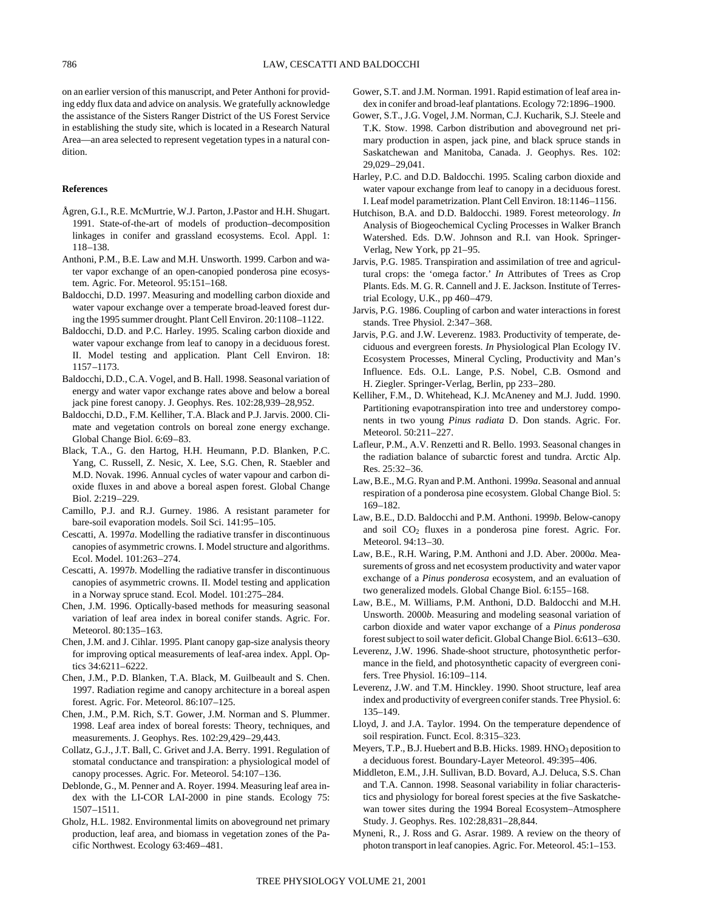on an earlier version of this manuscript, and Peter Anthoni for providing eddy flux data and advice on analysis. We gratefully acknowledge the assistance of the Sisters Ranger District of the US Forest Service in establishing the study site, which is located in a Research Natural Area—an area selected to represent vegetation types in a natural condition.

## References

Ågren, G.I., R.E. McMurtrie, W.J. Parton, J.Pastor and H.H. Shugart. 1991. State-of-the-art of models of production–decomposition linkages in conifer and grassland ecosystems. Ecol. Appl. 1: 118–138.

Anthoni, P.M., B.E. Law and M.H. Unsworth. 1999. Carbon and water vapor exchange of an open-canopied ponderosa pine ecosystem. Agric. For. Meteorol. 95:151–168.

Baldocchi, D.D. 1997. Measuring and modelling carbon dioxide and water vapour exchange over a temperate broad-leaved forest during the 1995 summer drought. Plant Cell Environ. 20:1108–1122.

Baldocchi, D.D. and P.C. Harley. 1995. Scaling carbon dioxide and water vapour exchange from leaf to canopy in a deciduous forest. II. Model testing and application. Plant Cell Environ. 18: 1157–1173.

Baldocchi, D.D., C.A. Vogel, and B. Hall. 1998. Seasonal variation of energy and water vapor exchange rates above and below a boreal jack pine forest canopy. J. Geophys. Res. 102:28,939–28,952.

Baldocchi, D.D., F.M. Kelliher, T.A. Black and P.J. Jarvis. 2000. Climate and vegetation controls on boreal zone energy exchange. Global Change Biol. 6:69–83.

Black, T.A., G. den Hartog, H.H. Heumann, P.D. Blanken, P.C. Yang, C. Russell, Z. Nesic, X. Lee, S.G. Chen, R. Staebler and M.D. Novak. 1996. Annual cycles of water vapour and carbon dioxide fluxes in and above a boreal aspen forest. Global Change Biol. 2:219–229.

Camillo, P.J. and R.J. Gurney. 1986. A resistant parameter for bare-soil evaporation models. Soil Sci. 141:95–105.

Cescatti, A. 1997*a*. Modelling the radiative transfer in discontinuous canopies of asymmetric crowns. I. Model structure and algorithms. Ecol. Model. 101:263–274.

Cescatti, A. 1997*b*. Modelling the radiative transfer in discontinuous canopies of asymmetric crowns. II. Model testing and application in a Norway spruce stand. Ecol. Model. 101:275–284.

Chen, J.M. 1996. Optically-based methods for measuring seasonal variation of leaf area index in boreal conifer stands. Agric. For. Meteorol. 80:135–163.

Chen, J.M. and J. Cihlar. 1995. Plant canopy gap-size analysis theory for improving optical measurements of leaf-area index. Appl. Optics 34:6211–6222.

Chen, J.M., P.D. Blanken, T.A. Black, M. Guilbeault and S. Chen. 1997. Radiation regime and canopy architecture in a boreal aspen forest. Agric. For. Meteorol. 86:107–125.

Chen, J.M., P.M. Rich, S.T. Gower, J.M. Norman and S. Plummer. 1998. Leaf area index of boreal forests: Theory, techniques, and measurements. J. Geophys. Res. 102:29,429–29,443.

Collatz, G.J., J.T. Ball, C. Grivet and J.A. Berry. 1991. Regulation of stomatal conductance and transpiration: a physiological model of canopy processes. Agric. For. Meteorol. 54:107–136.

Deblonde, G., M. Penner and A. Royer. 1994. Measuring leaf area index with the LI-COR LAI-2000 in pine stands. Ecology 75: 1507–1511.

Gholz, H.L. 1982. Environmental limits on aboveground net primary production, leaf area, and biomass in vegetation zones of the Pacific Northwest. Ecology 63:469–481.

Gower, S.T. and J.M. Norman. 1991. Rapid estimation of leaf area index in conifer and broad-leaf plantations. Ecology 72:1896–1900.

Gower, S.T., J.G. Vogel, J.M. Norman, C.J. Kucharik, S.J. Steele and T.K. Stow. 1998. Carbon distribution and aboveground net primary production in aspen, jack pine, and black spruce stands in Saskatchewan and Manitoba, Canada. J. Geophys. Res. 102: 29,029–29,041.

Harley, P.C. and D.D. Baldocchi. 1995. Scaling carbon dioxide and water vapour exchange from leaf to canopy in a deciduous forest. I. Leaf model parametrization. Plant Cell Environ. 18:1146–1156.

Hutchison, B.A. and D.D. Baldocchi. 1989. Forest meteorology. *In* Analysis of Biogeochemical Cycling Processes in Walker Branch Watershed. Eds. D.W. Johnson and R.I. van Hook. Springer-Verlag, New York, pp 21–95.

Jarvis, P.G. 1985. Transpiration and assimilation of tree and agricultural crops: the 'omega factor.' *In* Attributes of Trees as Crop Plants. Eds. M. G. R. Cannell and J. E. Jackson. Institute of Terrestrial Ecology, U.K., pp 460–479.

Jarvis, P.G. 1986. Coupling of carbon and water interactions in forest stands. Tree Physiol. 2:347–368.

Jarvis, P.G. and J.W. Leverenz. 1983. Productivity of temperate, deciduous and evergreen forests. *In* Physiological Plan Ecology IV. Ecosystem Processes, Mineral Cycling, Productivity and Man's Influence. Eds. O.L. Lange, P.S. Nobel, C.B. Osmond and H. Ziegler. Springer-Verlag, Berlin, pp 233–280.

Kelliher, F.M., D. Whitehead, K.J. McAneney and M.J. Judd. 1990. Partitioning evapotranspiration into tree and understorey components in two young *Pinus radiata* D. Don stands. Agric. For. Meteorol. 50:211–227.

Lafleur, P.M., A.V. Renzetti and R. Bello. 1993. Seasonal changes in the radiation balance of subarctic forest and tundra. Arctic Alp. Res. 25:32–36.

Law, B.E., M.G. Ryan and P.M. Anthoni. 1999*a*. Seasonal and annual respiration of a ponderosa pine ecosystem. Global Change Biol. 5: 169–182.

Law, B.E., D.D. Baldocchi and P.M. Anthoni. 1999*b*. Below-canopy and soil $CO_2$ fluxes in a ponderosa pine forest. Agric. For. Meteorol. 94:13–30.

Law, B.E., R.H. Waring, P.M. Anthoni and J.D. Aber. 2000*a*. Measurements of gross and net ecosystem productivity and water vapor exchange of a *Pinus ponderosa* ecosystem, and an evaluation of two generalized models. Global Change Biol. 6:155–168.

Law, B.E., M. Williams, P.M. Anthoni, D.D. Baldocchi and M.H. Unsworth. 2000*b*. Measuring and modeling seasonal variation of carbon dioxide and water vapor exchange of a *Pinus ponderosa* forest subject to soil water deficit. Global Change Biol. 6:613–630.

Leverenz, J.W. 1996. Shade-shoot structure, photosynthetic performance in the field, and photosynthetic capacity of evergreen conifers. Tree Physiol. 16:109–114.

Leverenz, J.W. and T.M. Hinckley. 1990. Shoot structure, leaf area index and productivity of evergreen conifer stands. Tree Physiol. 6: 135–149.

Lloyd, J. and J.A. Taylor. 1994. On the temperature dependence of soil respiration. Funct. Ecol. 8:315–323.

Meyers, T.P., B.J. Huebert and B.B. Hicks. 1989. $HNO_3$ deposition to a deciduous forest. Boundary-Layer Meteorol. 49:395–406.

Middleton, E.M., J.H. Sullivan, B.D. Bovard, A.J. Deluca, S.S. Chan and T.A. Cannon. 1998. Seasonal variability in foliar characteristics and physiology for boreal forest species at the five Saskatchewan tower sites during the 1994 Boreal Ecosystem–Atmosphere Study. J. Geophys. Res. 102:28,831–28,844.

Myneni, R., J. Ross and G. Asrar. 1989. A review on the theory of photon transport in leaf canopies. Agric. For. Meteorol. 45:1–153.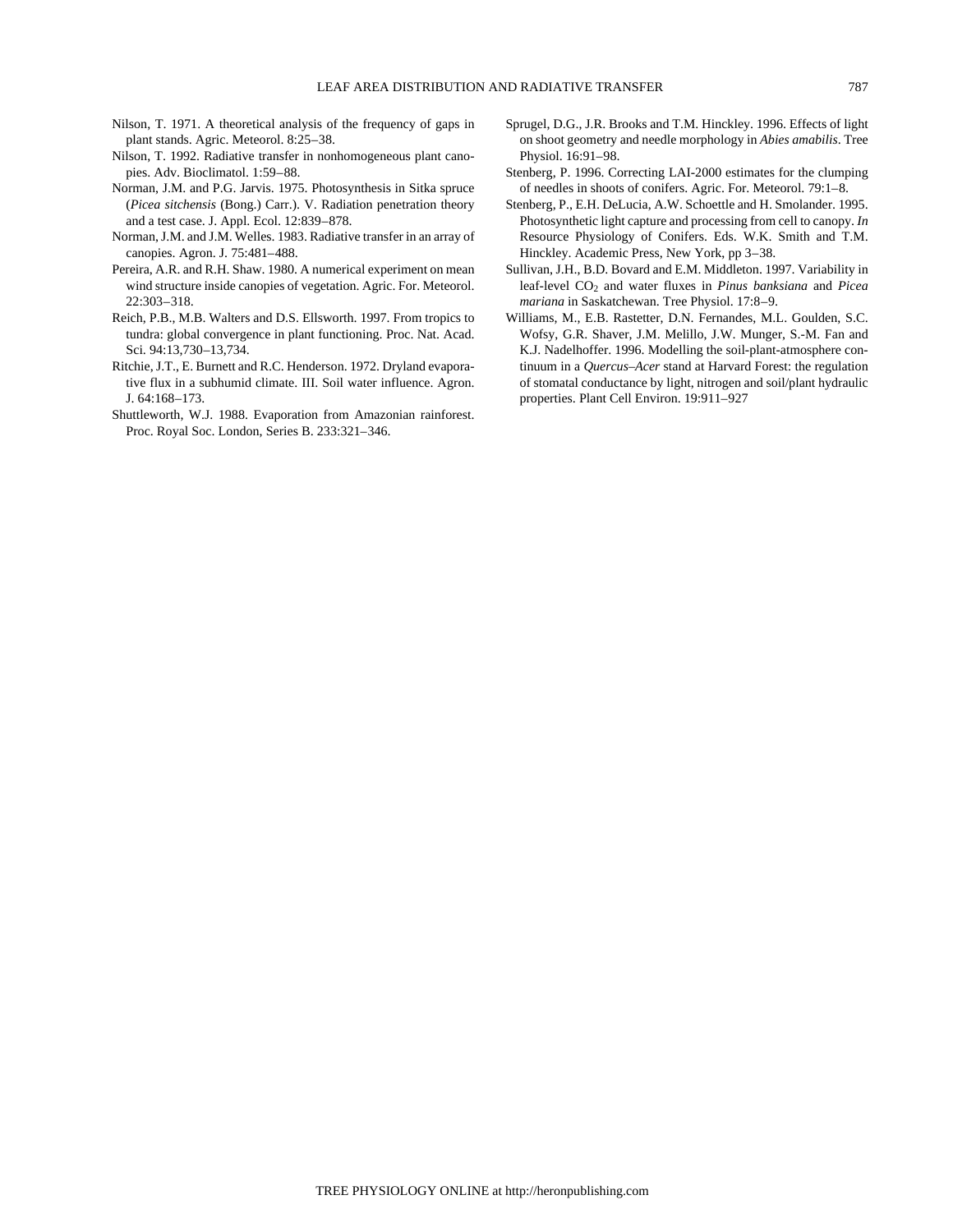Nilson, T. 1971. A theoretical analysis of the frequency of gaps in plant stands. Agric. Meteorol. 8:25–38.

Nilson, T. 1992. Radiative transfer in nonhomogeneous plant canopies. Adv. Bioclimatol. 1:59–88.

Norman, J.M. and P.G. Jarvis. 1975. Photosynthesis in Sitka spruce (*Picea sitchensis* (Bong.) Carr.). V. Radiation penetration theory and a test case. J. Appl. Ecol. 12:839–878.

Norman, J.M. and J.M. Welles. 1983. Radiative transfer in an array of canopies. Agron. J. 75:481–488.

Pereira, A.R. and R.H. Shaw. 1980. A numerical experiment on mean wind structure inside canopies of vegetation. Agric. For. Meteorol. 22:303–318.

Reich, P.B., M.B. Walters and D.S. Ellsworth. 1997. From tropics to tundra: global convergence in plant functioning. Proc. Nat. Acad. Sci. 94:13,730–13,734.

Ritchie, J.T., E. Burnett and R.C. Henderson. 1972. Dryland evaporative flux in a subhumid climate. III. Soil water influence. Agron. J. 64:168–173.

Shuttleworth, W.J. 1988. Evaporation from Amazonian rainforest. Proc. Royal Soc. London, Series B. 233:321–346.

Sprugel, D.G., J.R. Brooks and T.M. Hinckley. 1996. Effects of light on shoot geometry and needle morphology in *Abies amabilis*. Tree Physiol. 16:91–98.

Stenberg, P. 1996. Correcting LAI-2000 estimates for the clumping of needles in shoots of conifers. Agric. For. Meteorol. 79:1–8.

Stenberg, P., E.H. DeLucia, A.W. Schoettle and H. Smolander. 1995. Photosynthetic light capture and processing from cell to canopy. *In* Resource Physiology of Conifers. Eds. W.K. Smith and T.M. Hinckley. Academic Press, New York, pp 3–38.

Sullivan, J.H., B.D. Bovard and E.M. Middleton. 1997. Variability in leaf-level $CO_2$ and water fluxes in *Pinus banksiana* and *Picea mariana* in Saskatchewan. Tree Physiol. 17:8–9.

Williams, M., E.B. Rastetter, D.N. Fernandes, M.L. Goulden, S.C. Wofsy, G.R. Shaver, J.M. Melillo, J.W. Munger, S.-M. Fan and K.J. Nadelhoffer. 1996. Modelling the soil-plant-atmosphere continuum in a *Quercus–Acer* stand at Harvard Forest: the regulation of stomatal conductance by light, nitrogen and soil/plant hydraulic properties. Plant Cell Environ. 19:911–927